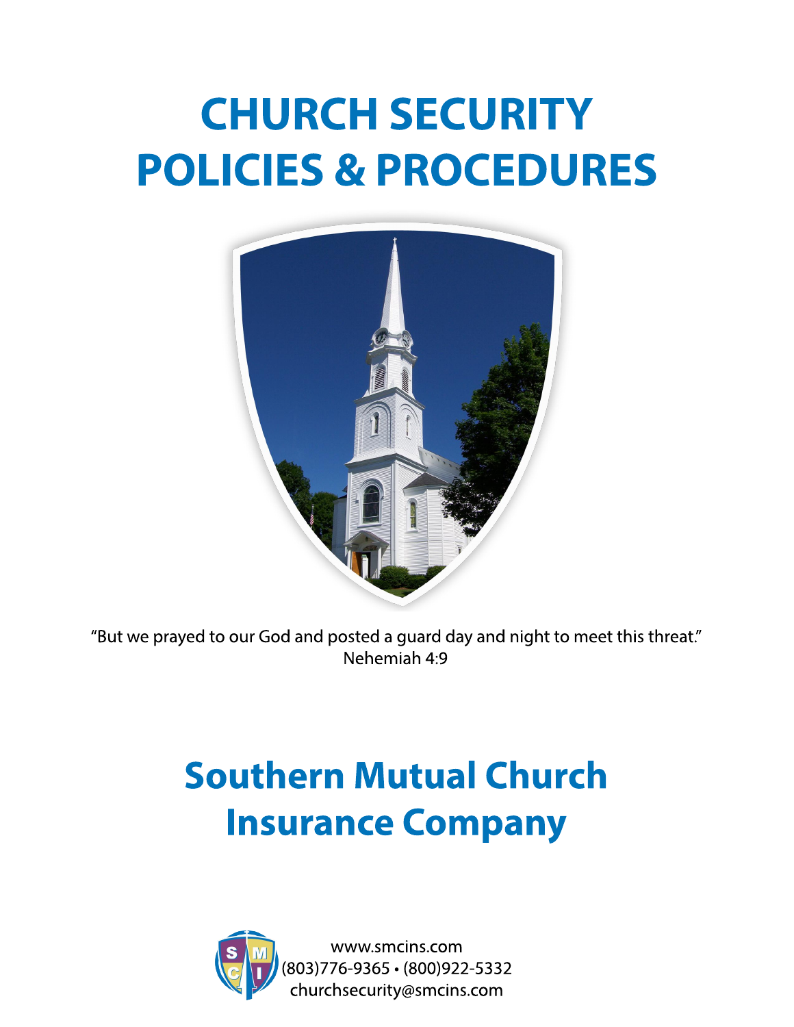# CHURCH SECURITY POLICIES & PROCEDURES

"But we prayed to our God and posted a guard day and night to meet this threat."
Nehemiah 4:9

## Southern Mutual Church Insurance Company

www.smcins.com
(803)776-9365 • (800)922-5332
churchsecurity@smcins.com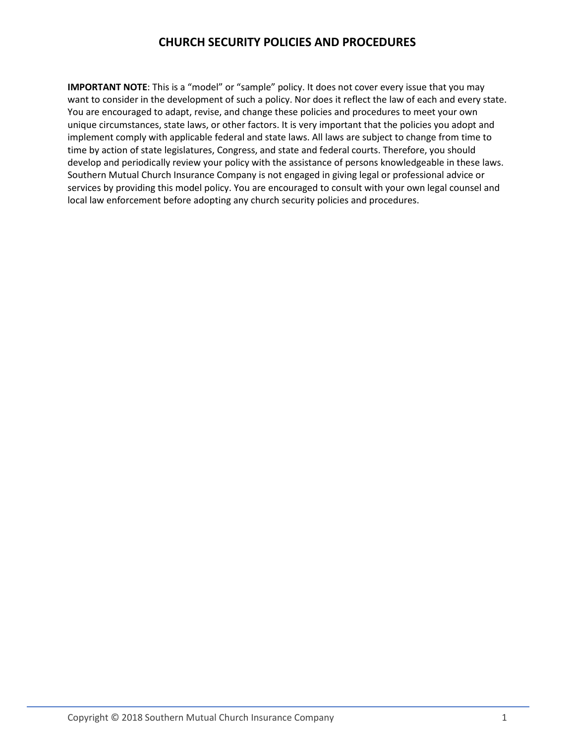# CHURCH SECURITY POLICIES AND PROCEDURES

**IMPORTANT NOTE**: This is a "model" or "sample" policy. It does not cover every issue that you may want to consider in the development of such a policy. Nor does it reflect the law of each and every state. You are encouraged to adapt, revise, and change these policies and procedures to meet your own unique circumstances, state laws, or other factors. It is very important that the policies you adopt and implement comply with applicable federal and state laws. All laws are subject to change from time to time by action of state legislatures, Congress, and state and federal courts. Therefore, you should develop and periodically review your policy with the assistance of persons knowledgeable in these laws. Southern Mutual Church Insurance Company is not engaged in giving legal or professional advice or services by providing this model policy. You are encouraged to consult with your own legal counsel and local law enforcement before adopting any church security policies and procedures.

Copyright © 2018 Southern Mutual Church Insurance Company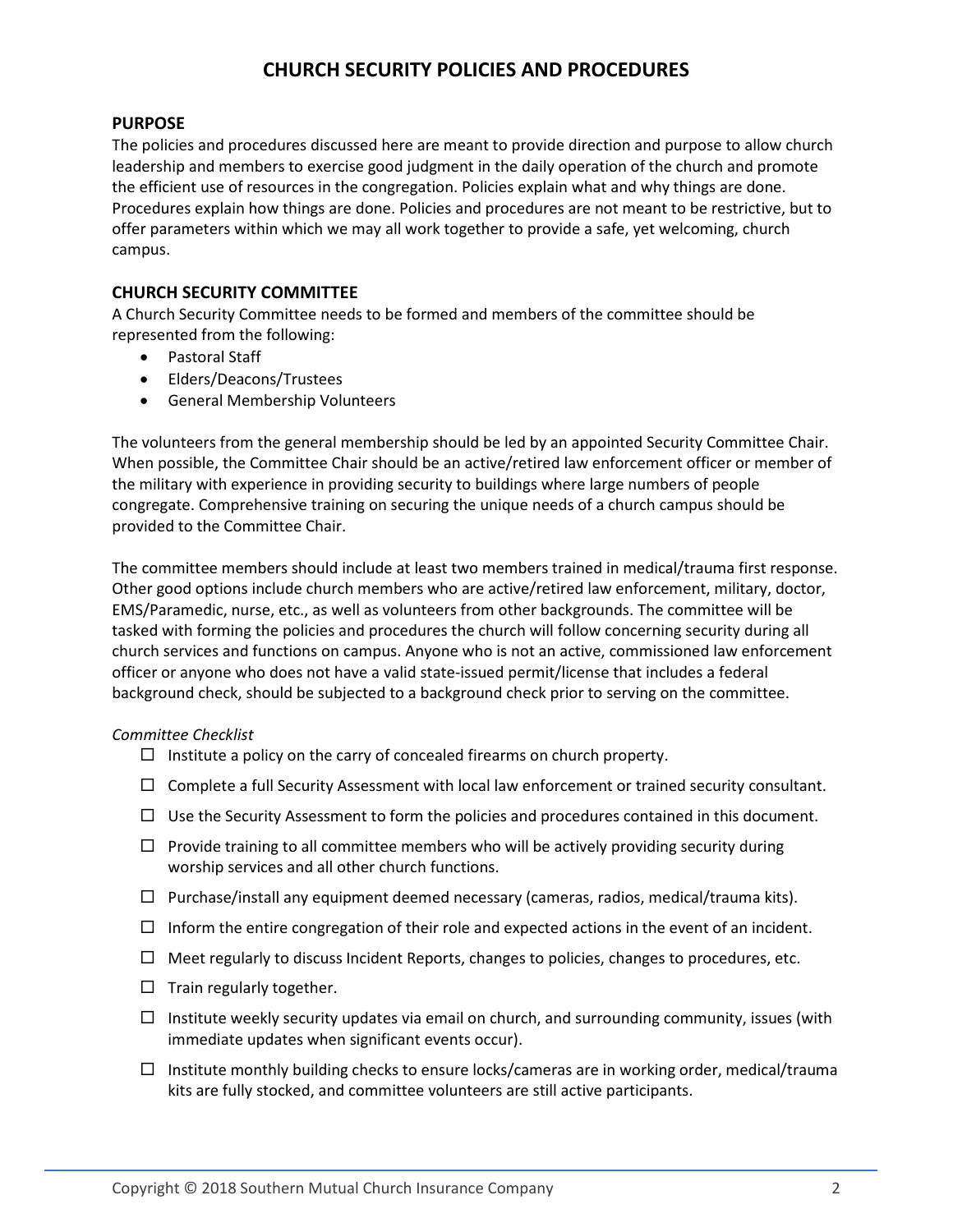# CHURCH SECURITY POLICIES AND PROCEDURES

## PURPOSE

The policies and procedures discussed here are meant to provide direction and purpose to allow church leadership and members to exercise good judgment in the daily operation of the church and promote the efficient use of resources in the congregation. Policies explain what and why things are done. Procedures explain how things are done. Policies and procedures are not meant to be restrictive, but to offer parameters within which we may all work together to provide a safe, yet welcoming, church campus.

## CHURCH SECURITY COMMITTEE

A Church Security Committee needs to be formed and members of the committee should be represented from the following:

- Pastoral Staff
- Elders/Deacons/Trustees
- General Membership Volunteers

The volunteers from the general membership should be led by an appointed Security Committee Chair. When possible, the Committee Chair should be an active/retired law enforcement officer or member of the military with experience in providing security to buildings where large numbers of people congregate. Comprehensive training on securing the unique needs of a church campus should be provided to the Committee Chair.

The committee members should include at least two members trained in medical/trauma first response. Other good options include church members who are active/retired law enforcement, military, doctor, EMS/Paramedic, nurse, etc., as well as volunteers from other backgrounds. The committee will be tasked with forming the policies and procedures the church will follow concerning security during all church services and functions on campus. Anyone who is not an active, commissioned law enforcement officer or anyone who does not have a valid state-issued permit/license that includes a federal background check, should be subjected to a background check prior to serving on the committee.

*Committee Checklist*

- ☐ Institute a policy on the carry of concealed firearms on church property.
- ☐ Complete a full Security Assessment with local law enforcement or trained security consultant.
- ☐ Use the Security Assessment to form the policies and procedures contained in this document.
- ☐ Provide training to all committee members who will be actively providing security during worship services and all other church functions.
- ☐ Purchase/install any equipment deemed necessary (cameras, radios, medical/trauma kits).
- ☐ Inform the entire congregation of their role and expected actions in the event of an incident.
- ☐ Meet regularly to discuss Incident Reports, changes to policies, changes to procedures, etc.
- ☐ Train regularly together.
- ☐ Institute weekly security updates via email on church, and surrounding community, issues (with immediate updates when significant events occur).
- ☐ Institute monthly building checks to ensure locks/cameras are in working order, medical/trauma kits are fully stocked, and committee volunteers are still active participants.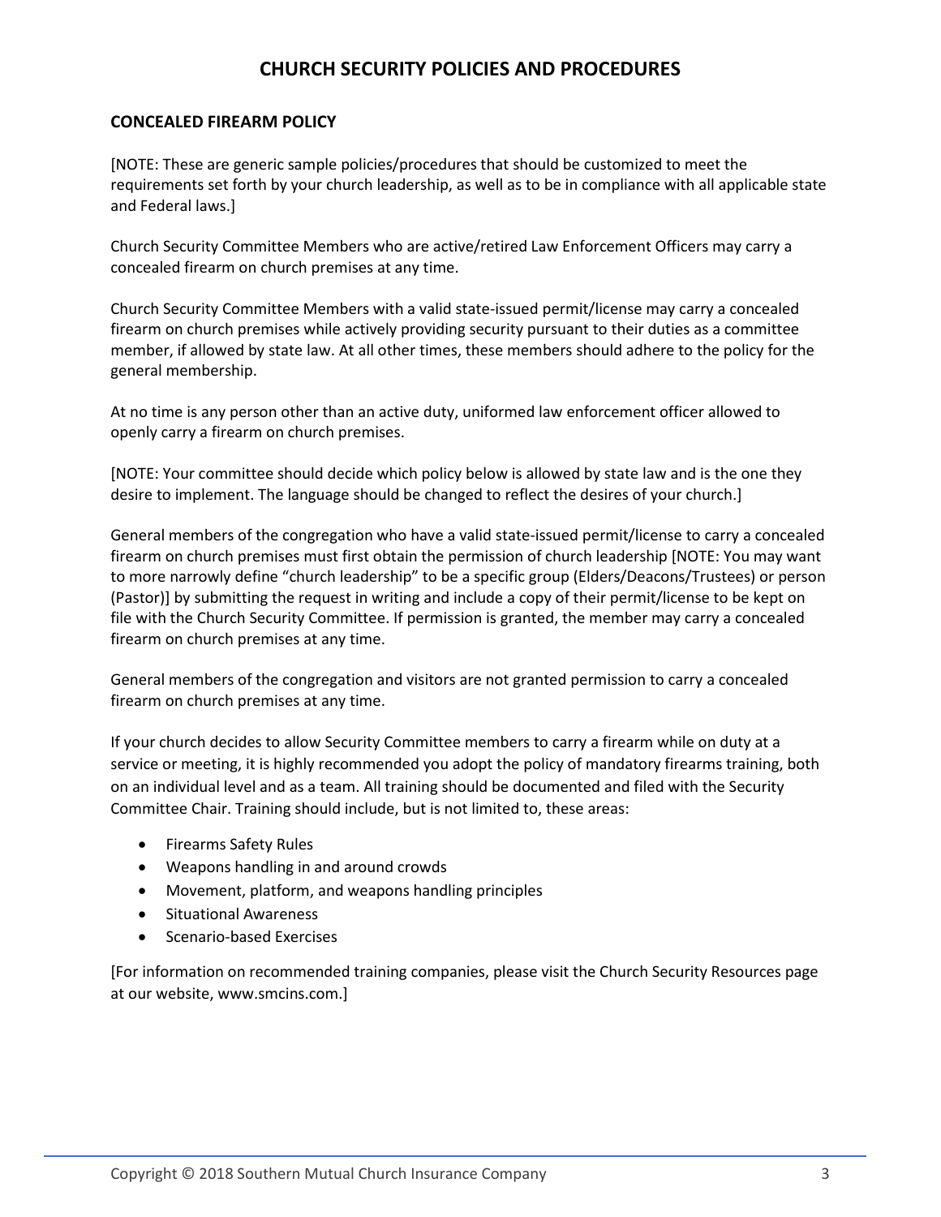# CHURCH SECURITY POLICIES AND PROCEDURES

## CONCEALED FIREARM POLICY

[NOTE: These are generic sample policies/procedures that should be customized to meet the requirements set forth by your church leadership, as well as to be in compliance with all applicable state and Federal laws.]

Church Security Committee Members who are active/retired Law Enforcement Officers may carry a concealed firearm on church premises at any time.

Church Security Committee Members with a valid state-issued permit/license may carry a concealed firearm on church premises while actively providing security pursuant to their duties as a committee member, if allowed by state law. At all other times, these members should adhere to the policy for the general membership.

At no time is any person other than an active duty, uniformed law enforcement officer allowed to openly carry a firearm on church premises.

[NOTE: Your committee should decide which policy below is allowed by state law and is the one they desire to implement. The language should be changed to reflect the desires of your church.]

General members of the congregation who have a valid state-issued permit/license to carry a concealed firearm on church premises must first obtain the permission of church leadership [NOTE: You may want to more narrowly define "church leadership" to be a specific group (Elders/Deacons/Trustees) or person (Pastor)] by submitting the request in writing and include a copy of their permit/license to be kept on file with the Church Security Committee. If permission is granted, the member may carry a concealed firearm on church premises at any time.

General members of the congregation and visitors are not granted permission to carry a concealed firearm on church premises at any time.

If your church decides to allow Security Committee members to carry a firearm while on duty at a service or meeting, it is highly recommended you adopt the policy of mandatory firearms training, both on an individual level and as a team. All training should be documented and filed with the Security Committee Chair. Training should include, but is not limited to, these areas:

- Firearms Safety Rules
- Weapons handling in and around crowds
- Movement, platform, and weapons handling principles
- Situational Awareness
- Scenario-based Exercises

[For information on recommended training companies, please visit the Church Security Resources page at our website, www.smcins.com.]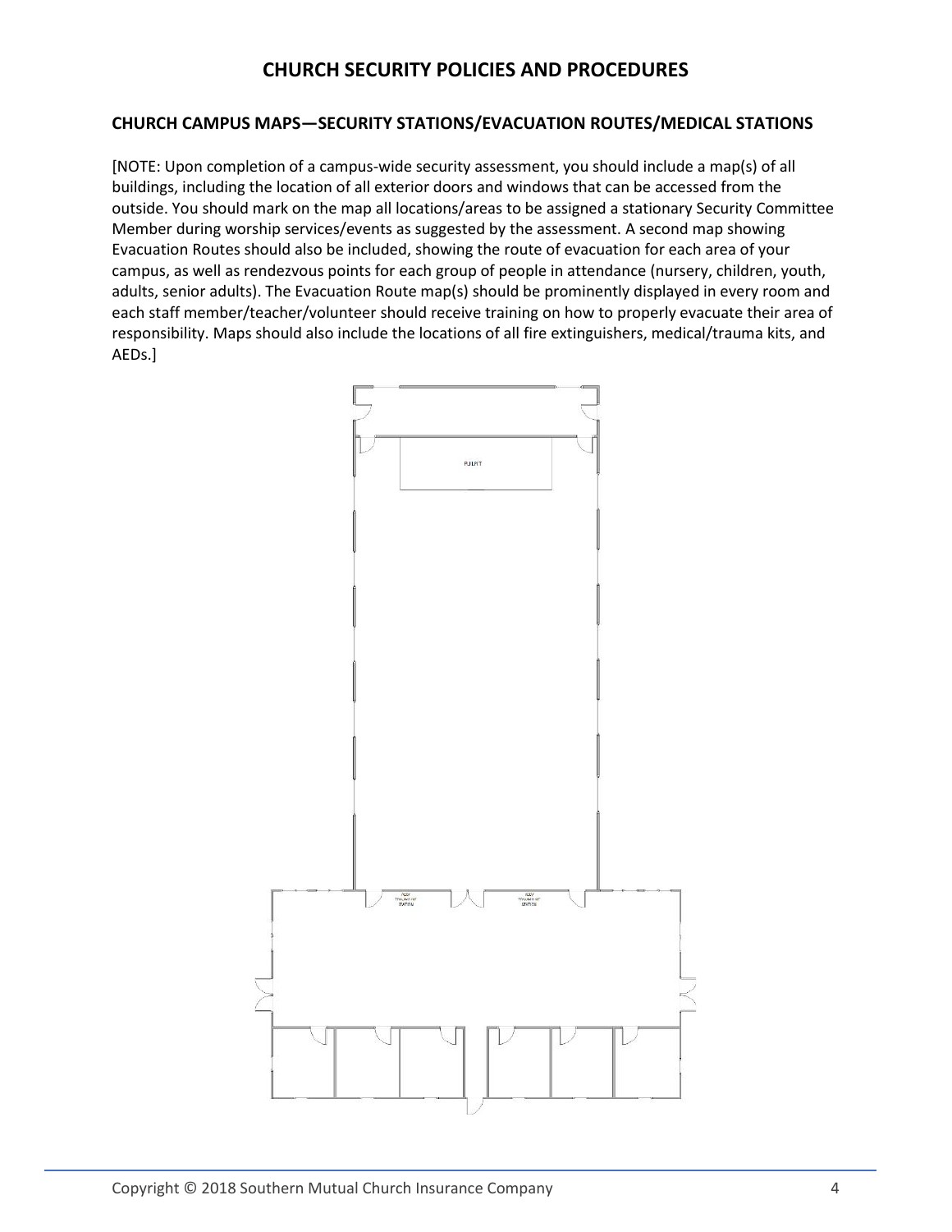## CHURCH CAMPUS MAPS—SECURITY STATIONS/EVACUATION ROUTES/MEDICAL STATIONS

[NOTE: Upon completion of a campus-wide security assessment, you should include a map(s) of all buildings, including the location of all exterior doors and windows that can be accessed from the outside. You should mark on the map all locations/areas to be assigned a stationary Security Committee Member during worship services/events as suggested by the assessment. A second map showing Evacuation Routes should also be included, showing the route of evacuation for each area of your campus, as well as rendezvous points for each group of people in attendance (nursery, children, youth, adults, senior adults). The Evacuation Route map(s) should be prominently displayed in every room and each staff member/teacher/volunteer should receive training on how to properly evacuate their area of responsibility. Maps should also include the locations of all fire extinguishers, medical/trauma kits, and AEDs.]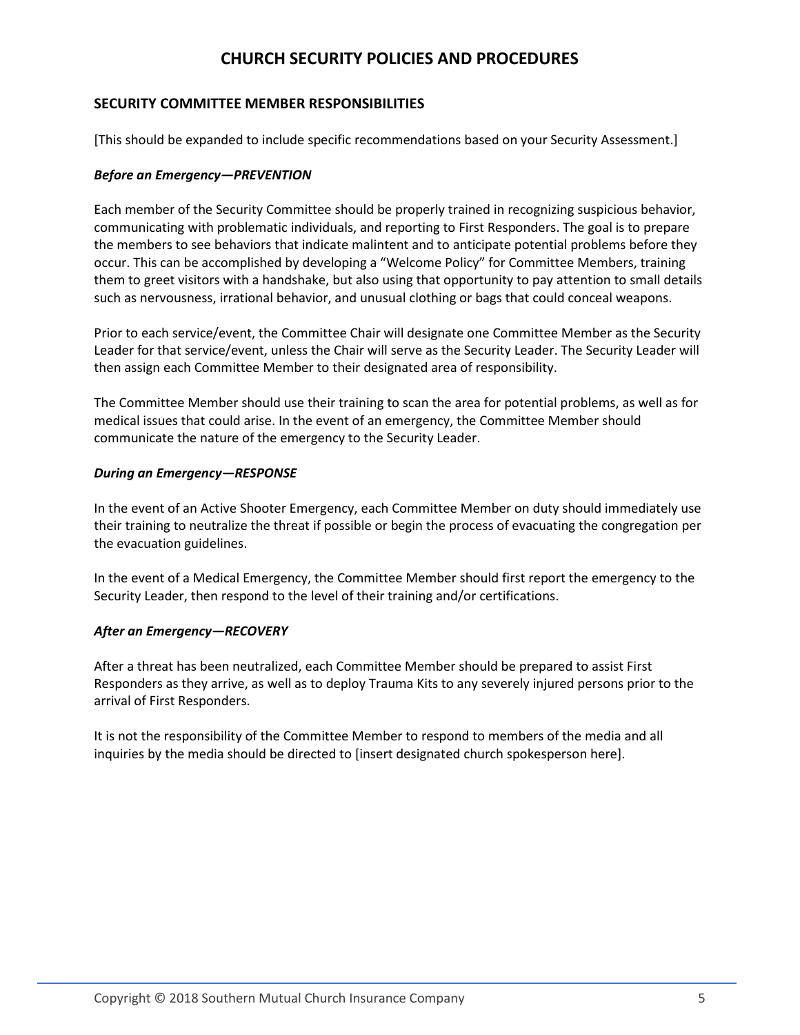# CHURCH SECURITY POLICIES AND PROCEDURES

## SECURITY COMMITTEE MEMBER RESPONSIBILITIES

[This should be expanded to include specific recommendations based on your Security Assessment.]

### *Before an Emergency—PREVENTION*

Each member of the Security Committee should be properly trained in recognizing suspicious behavior, communicating with problematic individuals, and reporting to First Responders. The goal is to prepare the members to see behaviors that indicate malintent and to anticipate potential problems before they occur. This can be accomplished by developing a "Welcome Policy" for Committee Members, training them to greet visitors with a handshake, but also using that opportunity to pay attention to small details such as nervousness, irrational behavior, and unusual clothing or bags that could conceal weapons.

Prior to each service/event, the Committee Chair will designate one Committee Member as the Security Leader for that service/event, unless the Chair will serve as the Security Leader. The Security Leader will then assign each Committee Member to their designated area of responsibility.

The Committee Member should use their training to scan the area for potential problems, as well as for medical issues that could arise. In the event of an emergency, the Committee Member should communicate the nature of the emergency to the Security Leader.

### *During an Emergency—RESPONSE*

In the event of an Active Shooter Emergency, each Committee Member on duty should immediately use their training to neutralize the threat if possible or begin the process of evacuating the congregation per the evacuation guidelines.

In the event of a Medical Emergency, the Committee Member should first report the emergency to the Security Leader, then respond to the level of their training and/or certifications.

### *After an Emergency—RECOVERY*

After a threat has been neutralized, each Committee Member should be prepared to assist First Responders as they arrive, as well as to deploy Trauma Kits to any severely injured persons prior to the arrival of First Responders.

It is not the responsibility of the Committee Member to respond to members of the media and all inquiries by the media should be directed to [insert designated church spokesperson here].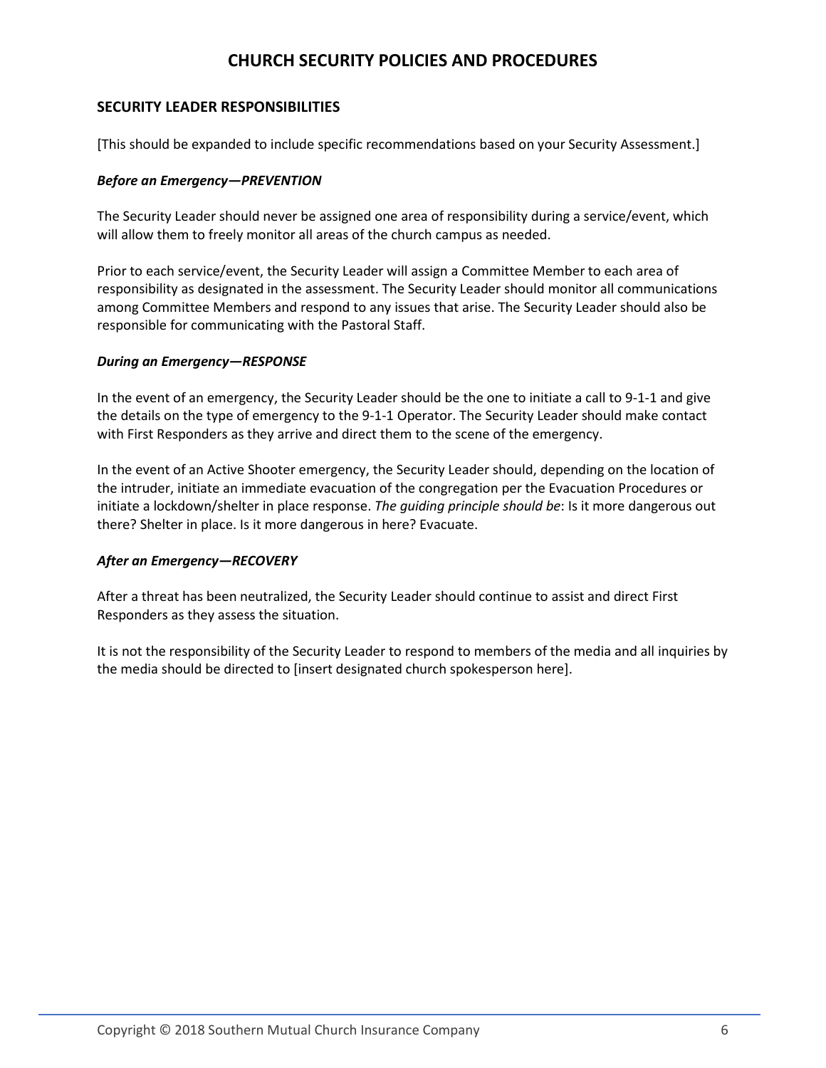# CHURCH SECURITY POLICIES AND PROCEDURES

## SECURITY LEADER RESPONSIBILITIES

[This should be expanded to include specific recommendations based on your Security Assessment.]

### *Before an Emergency—PREVENTION*

The Security Leader should never be assigned one area of responsibility during a service/event, which will allow them to freely monitor all areas of the church campus as needed.

Prior to each service/event, the Security Leader will assign a Committee Member to each area of responsibility as designated in the assessment. The Security Leader should monitor all communications among Committee Members and respond to any issues that arise. The Security Leader should also be responsible for communicating with the Pastoral Staff.

### *During an Emergency—RESPONSE*

In the event of an emergency, the Security Leader should be the one to initiate a call to 9-1-1 and give the details on the type of emergency to the 9-1-1 Operator. The Security Leader should make contact with First Responders as they arrive and direct them to the scene of the emergency.

In the event of an Active Shooter emergency, the Security Leader should, depending on the location of the intruder, initiate an immediate evacuation of the congregation per the Evacuation Procedures or initiate a lockdown/shelter in place response. *The guiding principle should be*: Is it more dangerous out there? Shelter in place. Is it more dangerous in here? Evacuate.

### *After an Emergency—RECOVERY*

After a threat has been neutralized, the Security Leader should continue to assist and direct First Responders as they assess the situation.

It is not the responsibility of the Security Leader to respond to members of the media and all inquiries by the media should be directed to [insert designated church spokesperson here].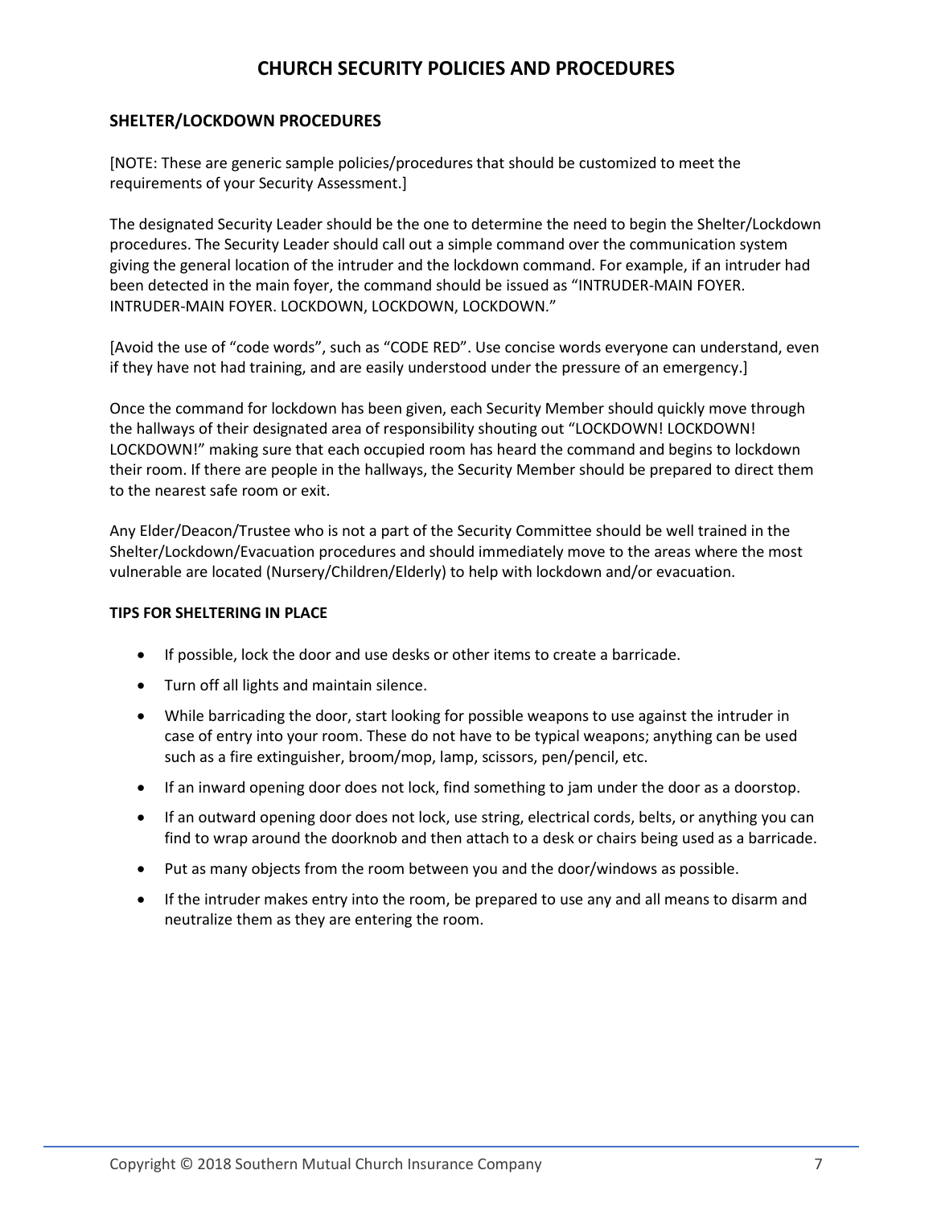# CHURCH SECURITY POLICIES AND PROCEDURES

## SHELTER/LOCKDOWN PROCEDURES

[NOTE: These are generic sample policies/procedures that should be customized to meet the requirements of your Security Assessment.]

The designated Security Leader should be the one to determine the need to begin the Shelter/Lockdown procedures. The Security Leader should call out a simple command over the communication system giving the general location of the intruder and the lockdown command. For example, if an intruder had been detected in the main foyer, the command should be issued as "INTRUDER-MAIN FOYER. INTRUDER-MAIN FOYER. LOCKDOWN, LOCKDOWN, LOCKDOWN."

[Avoid the use of "code words", such as "CODE RED". Use concise words everyone can understand, even if they have not had training, and are easily understood under the pressure of an emergency.]

Once the command for lockdown has been given, each Security Member should quickly move through the hallways of their designated area of responsibility shouting out "LOCKDOWN! LOCKDOWN! LOCKDOWN!" making sure that each occupied room has heard the command and begins to lockdown their room. If there are people in the hallways, the Security Member should be prepared to direct them to the nearest safe room or exit.

Any Elder/Deacon/Trustee who is not a part of the Security Committee should be well trained in the Shelter/Lockdown/Evacuation procedures and should immediately move to the areas where the most vulnerable are located (Nursery/Children/Elderly) to help with lockdown and/or evacuation.

### TIPS FOR SHELTERING IN PLACE

- If possible, lock the door and use desks or other items to create a barricade.
- Turn off all lights and maintain silence.
- While barricading the door, start looking for possible weapons to use against the intruder in case of entry into your room. These do not have to be typical weapons; anything can be used such as a fire extinguisher, broom/mop, lamp, scissors, pen/pencil, etc.
- If an inward opening door does not lock, find something to jam under the door as a doorstop.
- If an outward opening door does not lock, use string, electrical cords, belts, or anything you can find to wrap around the doorknob and then attach to a desk or chairs being used as a barricade.
- Put as many objects from the room between you and the door/windows as possible.
- If the intruder makes entry into the room, be prepared to use any and all means to disarm and neutralize them as they are entering the room.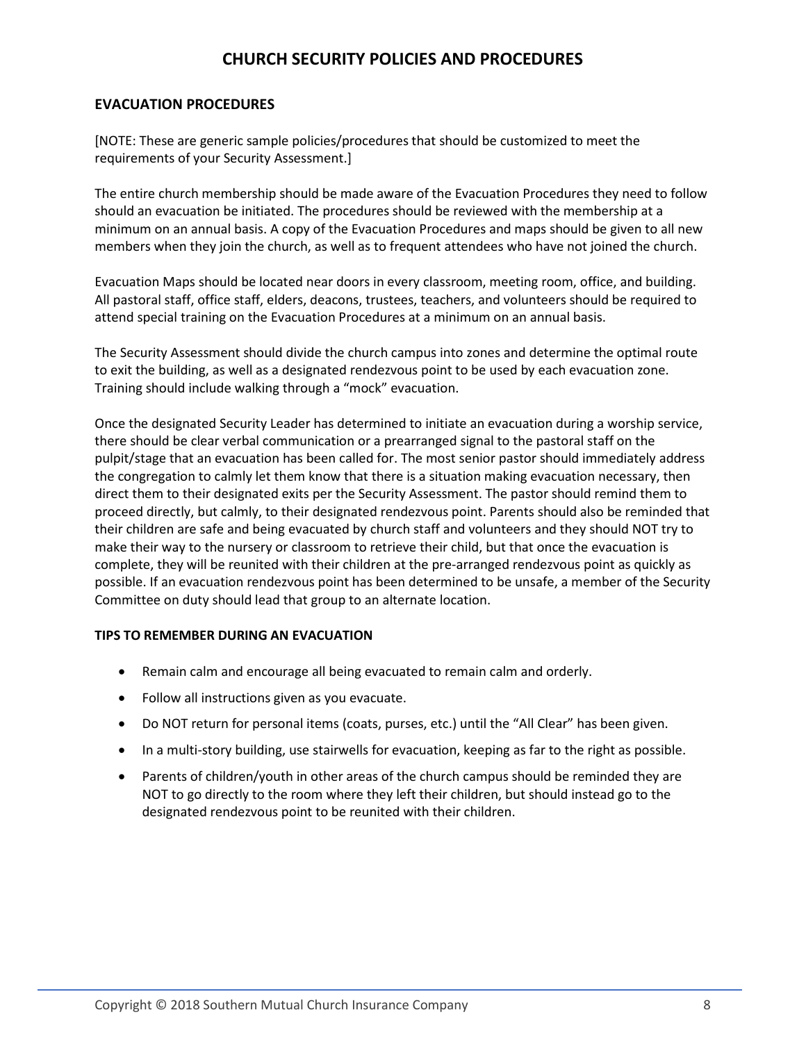# CHURCH SECURITY POLICIES AND PROCEDURES

## EVACUATION PROCEDURES

[NOTE: These are generic sample policies/procedures that should be customized to meet the requirements of your Security Assessment.]

The entire church membership should be made aware of the Evacuation Procedures they need to follow should an evacuation be initiated. The procedures should be reviewed with the membership at a minimum on an annual basis. A copy of the Evacuation Procedures and maps should be given to all new members when they join the church, as well as to frequent attendees who have not joined the church.

Evacuation Maps should be located near doors in every classroom, meeting room, office, and building. All pastoral staff, office staff, elders, deacons, trustees, teachers, and volunteers should be required to attend special training on the Evacuation Procedures at a minimum on an annual basis.

The Security Assessment should divide the church campus into zones and determine the optimal route to exit the building, as well as a designated rendezvous point to be used by each evacuation zone. Training should include walking through a "mock" evacuation.

Once the designated Security Leader has determined to initiate an evacuation during a worship service, there should be clear verbal communication or a prearranged signal to the pastoral staff on the pulpit/stage that an evacuation has been called for. The most senior pastor should immediately address the congregation to calmly let them know that there is a situation making evacuation necessary, then direct them to their designated exits per the Security Assessment. The pastor should remind them to proceed directly, but calmly, to their designated rendezvous point. Parents should also be reminded that their children are safe and being evacuated by church staff and volunteers and they should NOT try to make their way to the nursery or classroom to retrieve their child, but that once the evacuation is complete, they will be reunited with their children at the pre-arranged rendezvous point as quickly as possible. If an evacuation rendezvous point has been determined to be unsafe, a member of the Security Committee on duty should lead that group to an alternate location.

### TIPS TO REMEMBER DURING AN EVACUATION

- Remain calm and encourage all being evacuated to remain calm and orderly.
- Follow all instructions given as you evacuate.
- Do NOT return for personal items (coats, purses, etc.) until the "All Clear" has been given.
- In a multi-story building, use stairwells for evacuation, keeping as far to the right as possible.
- Parents of children/youth in other areas of the church campus should be reminded they are NOT to go directly to the room where they left their children, but should instead go to the designated rendezvous point to be reunited with their children.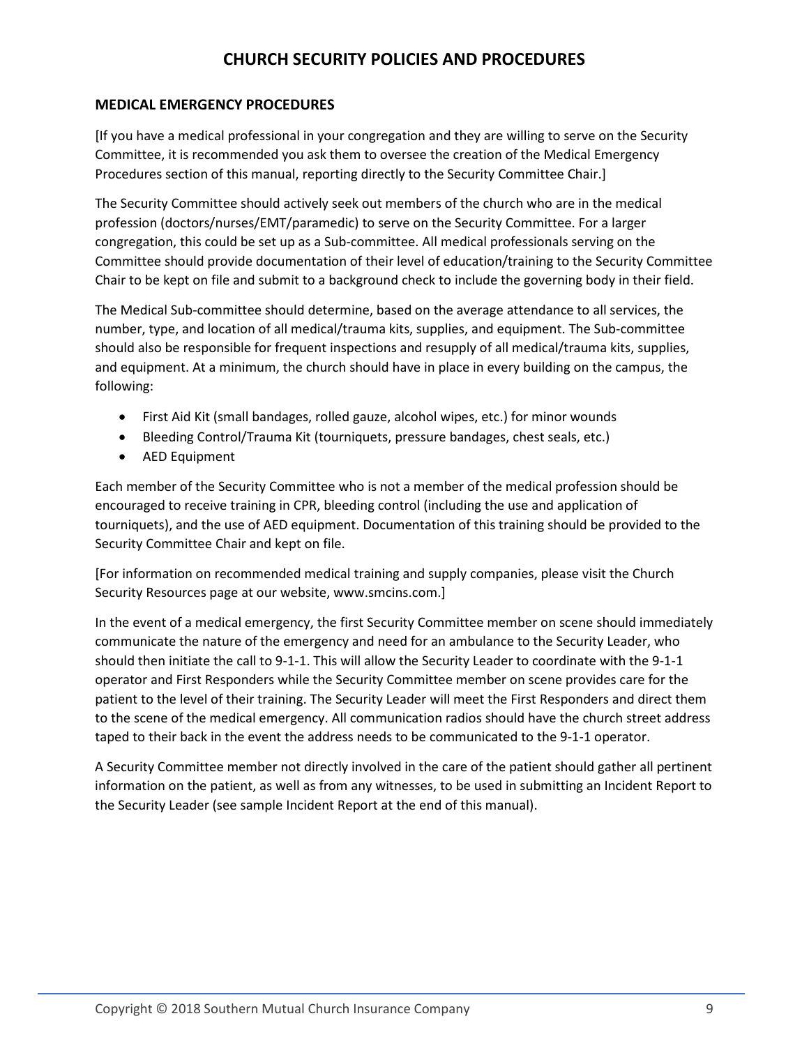# CHURCH SECURITY POLICIES AND PROCEDURES

## MEDICAL EMERGENCY PROCEDURES

[If you have a medical professional in your congregation and they are willing to serve on the Security Committee, it is recommended you ask them to oversee the creation of the Medical Emergency Procedures section of this manual, reporting directly to the Security Committee Chair.]

The Security Committee should actively seek out members of the church who are in the medical profession (doctors/nurses/EMT/paramedic) to serve on the Security Committee. For a larger congregation, this could be set up as a Sub-committee. All medical professionals serving on the Committee should provide documentation of their level of education/training to the Security Committee Chair to be kept on file and submit to a background check to include the governing body in their field.

The Medical Sub-committee should determine, based on the average attendance to all services, the number, type, and location of all medical/trauma kits, supplies, and equipment. The Sub-committee should also be responsible for frequent inspections and resupply of all medical/trauma kits, supplies, and equipment. At a minimum, the church should have in place in every building on the campus, the following:

- First Aid Kit (small bandages, rolled gauze, alcohol wipes, etc.) for minor wounds
- Bleeding Control/Trauma Kit (tourniquets, pressure bandages, chest seals, etc.)
- AED Equipment

Each member of the Security Committee who is not a member of the medical profession should be encouraged to receive training in CPR, bleeding control (including the use and application of tourniquets), and the use of AED equipment. Documentation of this training should be provided to the Security Committee Chair and kept on file.

[For information on recommended medical training and supply companies, please visit the Church Security Resources page at our website, www.smcins.com.]

In the event of a medical emergency, the first Security Committee member on scene should immediately communicate the nature of the emergency and need for an ambulance to the Security Leader, who should then initiate the call to 9-1-1. This will allow the Security Leader to coordinate with the 9-1-1 operator and First Responders while the Security Committee member on scene provides care for the patient to the level of their training. The Security Leader will meet the First Responders and direct them to the scene of the medical emergency. All communication radios should have the church street address taped to their back in the event the address needs to be communicated to the 9-1-1 operator.

A Security Committee member not directly involved in the care of the patient should gather all pertinent information on the patient, as well as from any witnesses, to be used in submitting an Incident Report to the Security Leader (see sample Incident Report at the end of this manual).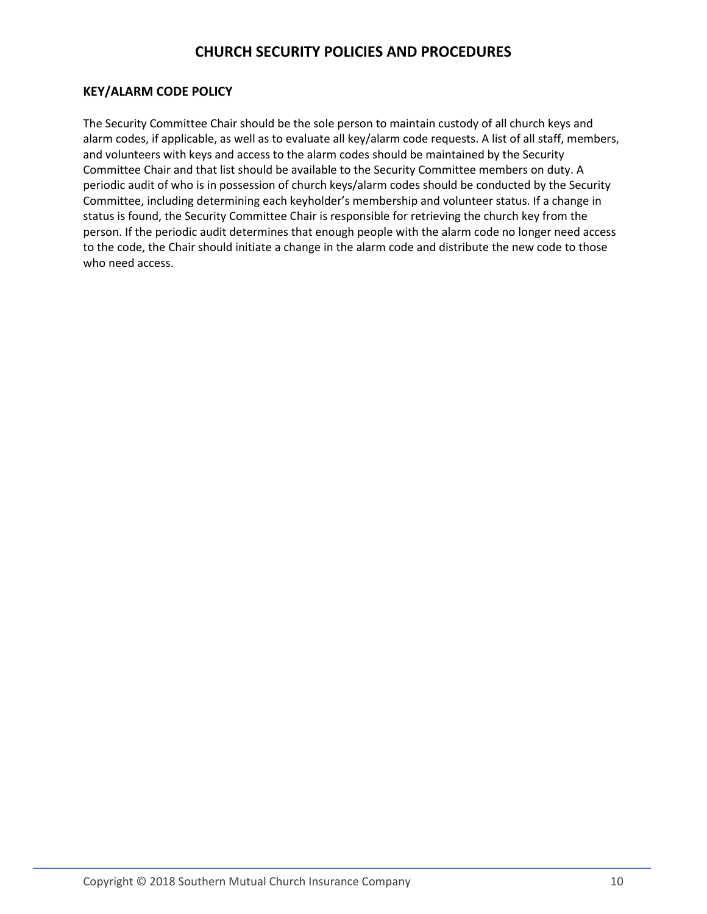# CHURCH SECURITY POLICIES AND PROCEDURES

## KEY/ALARM CODE POLICY

The Security Committee Chair should be the sole person to maintain custody of all church keys and alarm codes, if applicable, as well as to evaluate all key/alarm code requests. A list of all staff, members, and volunteers with keys and access to the alarm codes should be maintained by the Security Committee Chair and that list should be available to the Security Committee members on duty. A periodic audit of who is in possession of church keys/alarm codes should be conducted by the Security Committee, including determining each keyholder's membership and volunteer status. If a change in status is found, the Security Committee Chair is responsible for retrieving the church key from the person. If the periodic audit determines that enough people with the alarm code no longer need access to the code, the Chair should initiate a change in the alarm code and distribute the new code to those who need access.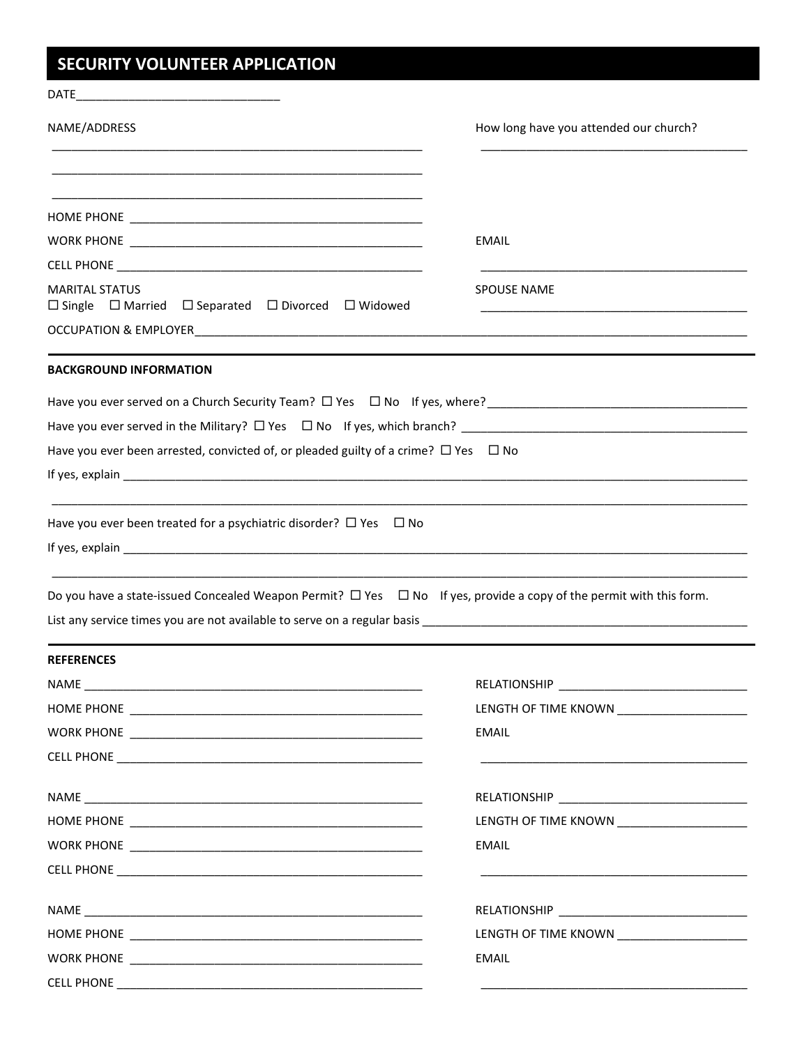# SECURITY VOLUNTEER APPLICATION

DATE_______________________________

NAME/ADDRESS

_________________________________________________________

_________________________________________________________

_________________________________________________________

How long have you attended our church?

__________________________________________

HOME PHONE _____________________________________________

WORK PHONE _____________________________________________

CELL PHONE ______________________________________________

EMAIL

__________________________________________

MARITAL STATUS

☐ Single ☐ Married ☐ Separated ☐ Divorced ☐ Widowed

SPOUSE NAME

__________________________________________

OCCUPATION & EMPLOYER_____________________________________________________________________________________

---

**BACKGROUND INFORMATION**

Have you ever served on a Church Security Team? ☐ Yes ☐ No If yes, where?________________________________________

Have you ever served in the Military? ☐ Yes ☐ No If yes, which branch? ____________________________________________

Have you ever been arrested, convicted of, or pleaded guilty of a crime? ☐ Yes ☐ No

If yes, explain _____________________________________________________________________________________________

__________________________________________________________________________________________________________

Have you ever been treated for a psychiatric disorder? ☐ Yes ☐ No

If yes, explain _____________________________________________________________________________________________

__________________________________________________________________________________________________________

Do you have a state-issued Concealed Weapon Permit? ☐ Yes ☐ No If yes, provide a copy of the permit with this form.

List any service times you are not available to serve on a regular basis ___________________________________________________

---

**REFERENCES**

NAME ____________________________________________________

HOME PHONE _____________________________________________

WORK PHONE _____________________________________________

CELL PHONE ______________________________________________

RELATIONSHIP ____________________________

LENGTH OF TIME KNOWN ____________________

EMAIL

__________________________________________

NAME ____________________________________________________

HOME PHONE _____________________________________________

WORK PHONE _____________________________________________

CELL PHONE ______________________________________________

RELATIONSHIP ____________________________

LENGTH OF TIME KNOWN ____________________

EMAIL

__________________________________________

NAME ____________________________________________________

HOME PHONE _____________________________________________

WORK PHONE _____________________________________________

CELL PHONE ______________________________________________

RELATIONSHIP ____________________________

LENGTH OF TIME KNOWN ____________________

EMAIL

__________________________________________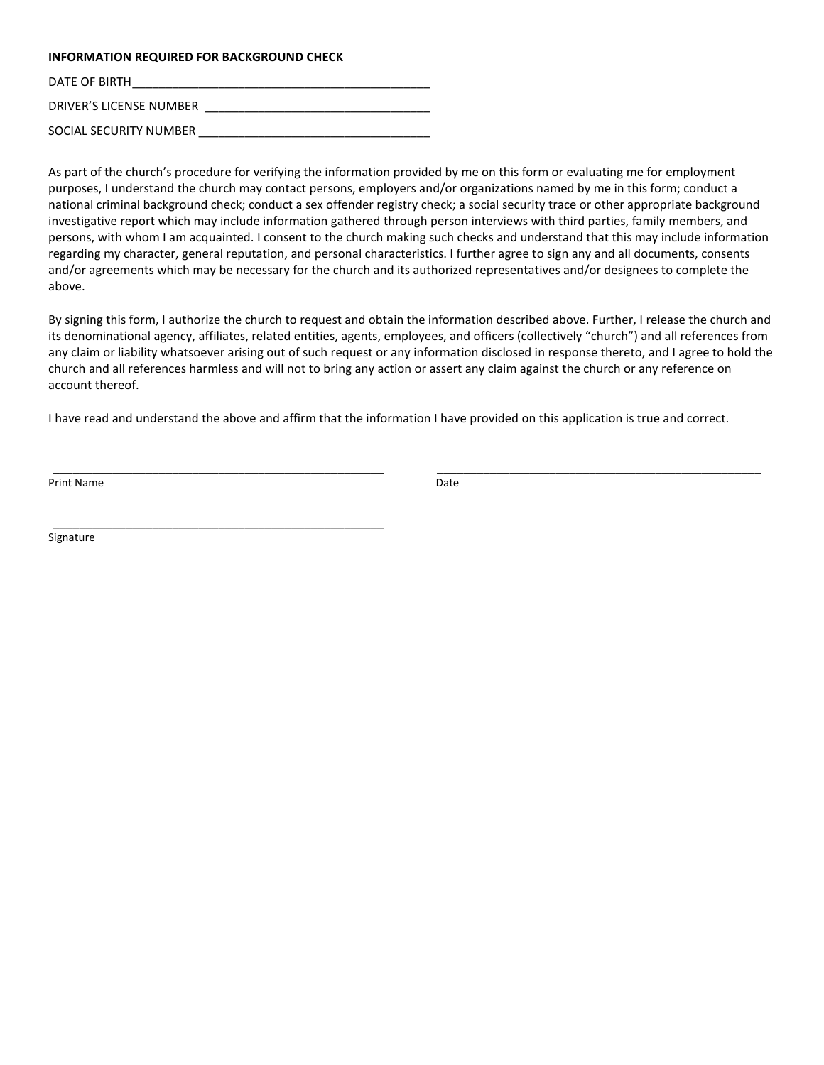**INFORMATION REQUIRED FOR BACKGROUND CHECK**

DATE OF BIRTH_____________________________________________

DRIVER'S LICENSE NUMBER _________________________________

SOCIAL SECURITY NUMBER __________________________________

As part of the church's procedure for verifying the information provided by me on this form or evaluating me for employment purposes, I understand the church may contact persons, employers and/or organizations named by me in this form; conduct a national criminal background check; conduct a sex offender registry check; a social security trace or other appropriate background investigative report which may include information gathered through person interviews with third parties, family members, and persons, with whom I am acquainted. I consent to the church making such checks and understand that this may include information regarding my character, general reputation, and personal characteristics. I further agree to sign any and all documents, consents and/or agreements which may be necessary for the church and its authorized representatives and/or designees to complete the above.

By signing this form, I authorize the church to request and obtain the information described above. Further, I release the church and its denominational agency, affiliates, related entities, agents, employees, and officers (collectively "church") and all references from any claim or liability whatsoever arising out of such request or any information disclosed in response thereto, and I agree to hold the church and all references harmless and will not to bring any action or assert any claim against the church or any reference on account thereof.

I have read and understand the above and affirm that the information I have provided on this application is true and correct.

_____________________________________________________ _____________________________________________________
Print Name Date

_____________________________________________________
Signature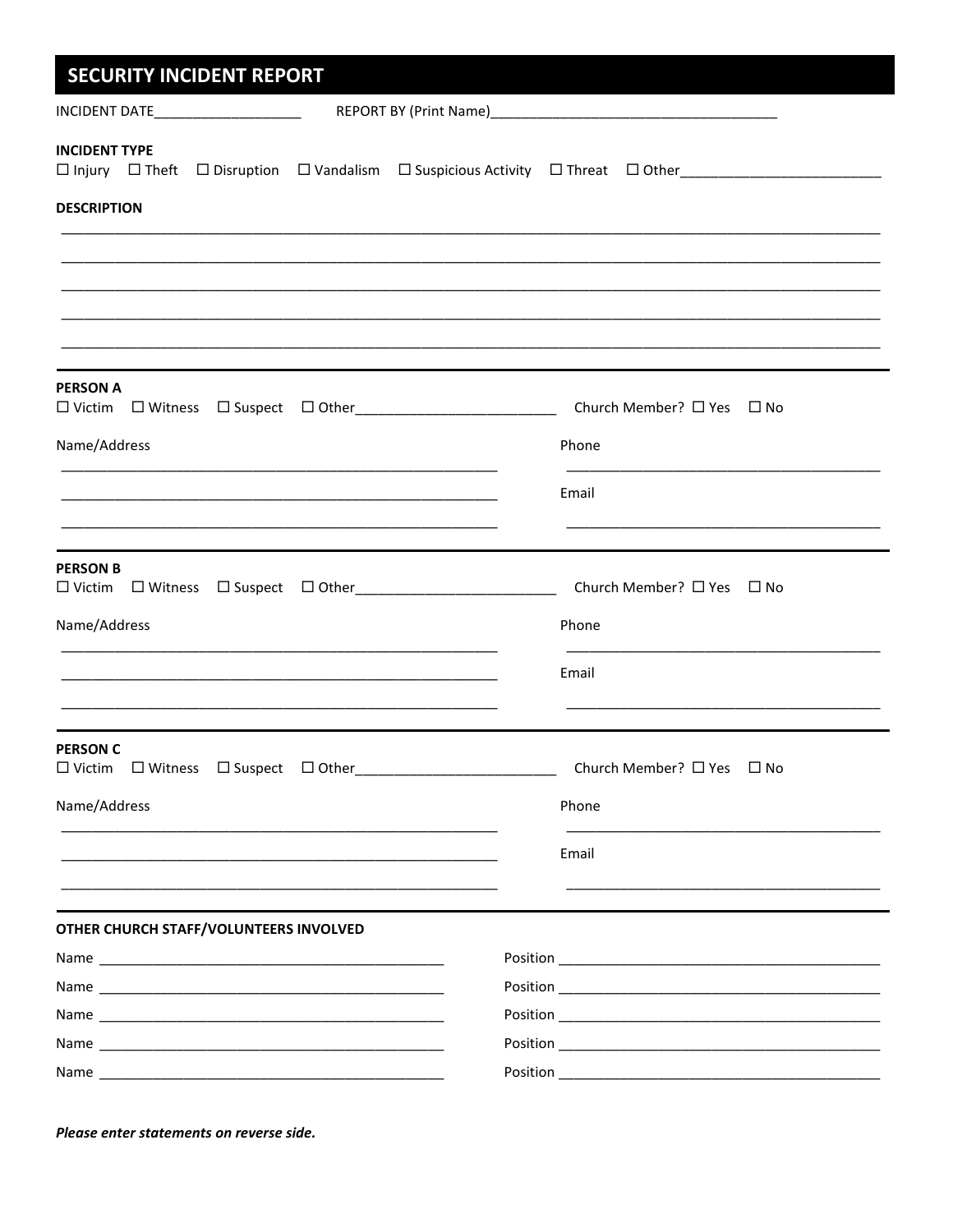# SECURITY INCIDENT REPORT

INCIDENT DATE___________________ REPORT BY (Print Name)____________________________________

**INCIDENT TYPE**

☐ Injury ☐ Theft ☐ Disruption ☐ Vandalism ☐ Suspicious Activity ☐ Threat ☐ Other_________________________

**DESCRIPTION**

_____________________________________________________________________________________________

_____________________________________________________________________________________________

_____________________________________________________________________________________________

_____________________________________________________________________________________________

_____________________________________________________________________________________________

---

**PERSON A**

☐ Victim ☐ Witness ☐ Suspect ☐ Other_________________________ Church Member? ☐ Yes ☐ No

Name/Address

___________________________________________________________

___________________________________________________________

___________________________________________________________

Phone

_________________________________________

Email

_________________________________________

---

**PERSON B**

☐ Victim ☐ Witness ☐ Suspect ☐ Other_________________________ Church Member? ☐ Yes ☐ No

Name/Address

___________________________________________________________

___________________________________________________________

___________________________________________________________

Phone

_________________________________________

Email

_________________________________________

---

**PERSON C**

☐ Victim ☐ Witness ☐ Suspect ☐ Other_________________________ Church Member? ☐ Yes ☐ No

Name/Address

___________________________________________________________

___________________________________________________________

___________________________________________________________

Phone

_________________________________________

Email

_________________________________________

---

**OTHER CHURCH STAFF/VOLUNTEERS INVOLVED**

Name _____________________________________________ Position __________________________________________

Name _____________________________________________ Position __________________________________________

Name _____________________________________________ Position __________________________________________

Name _____________________________________________ Position __________________________________________

Name _____________________________________________ Position __________________________________________

***Please enter statements on reverse side.***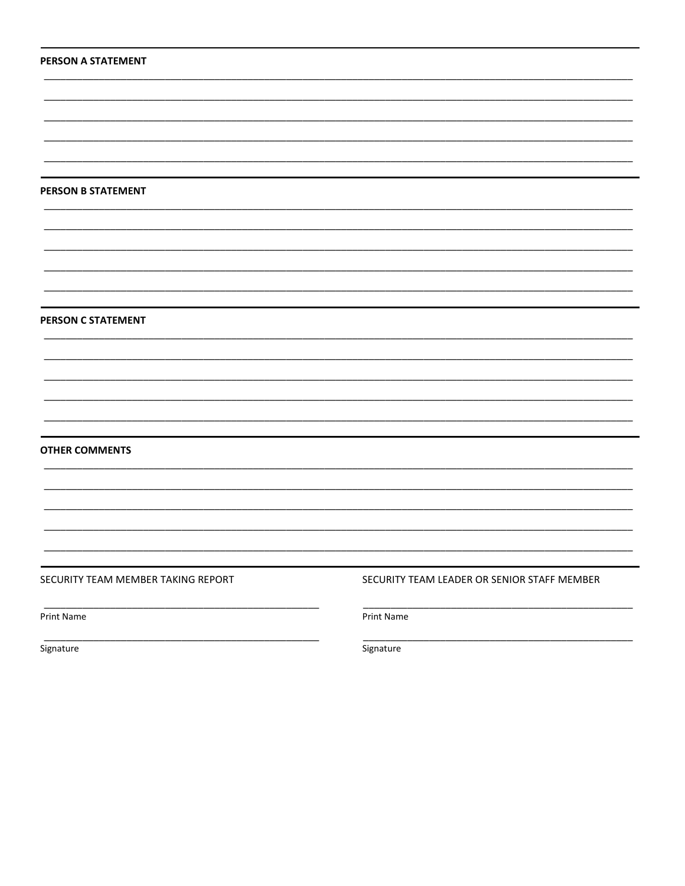**PERSON A STATEMENT**

______________________________________________________________________________

______________________________________________________________________________

______________________________________________________________________________

______________________________________________________________________________

______________________________________________________________________________

**PERSON B STATEMENT**

______________________________________________________________________________

______________________________________________________________________________

______________________________________________________________________________

______________________________________________________________________________

______________________________________________________________________________

**PERSON C STATEMENT**

______________________________________________________________________________

______________________________________________________________________________

______________________________________________________________________________

______________________________________________________________________________

______________________________________________________________________________

**OTHER COMMENTS**

______________________________________________________________________________

______________________________________________________________________________

______________________________________________________________________________

______________________________________________________________________________

______________________________________________________________________________

| SECURITY TEAM MEMBER TAKING REPORT | SECURITY TEAM LEADER OR SENIOR STAFF MEMBER |
|---|---|
| ______________________________ | ______________________________ |
| Print Name | Print Name |
| ______________________________ | ______________________________ |
| Signature | Signature |